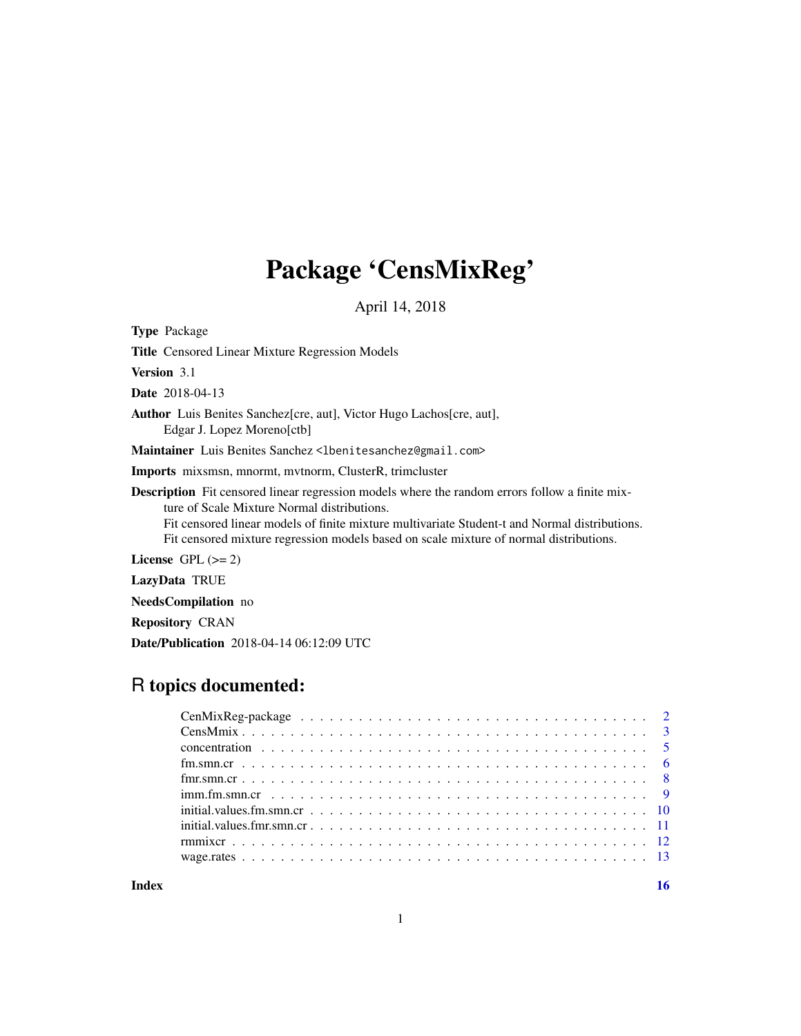# Package 'CensMixReg'

April 14, 2018

**Type** Package

**Title** Censored Linear Mixture Regression Models

**Version** 3.1

**Date** 2018-04-13

**Author** Luis Benites Sanchez[cre, aut], Victor Hugo Lachos[cre, aut], Edgar J. Lopez Moreno[ctb]

**Maintainer** Luis Benites Sanchez <lbenitesanchez@gmail.com>

**Imports** mixsmsn, mnormt, mvtnorm, ClusterR, trimcluster

**Description** Fit censored linear regression models where the random errors follow a finite mixture of Scale Mixture Normal distributions.
Fit censored linear models of finite mixture multivariate Student-t and Normal distributions.
Fit censored mixture regression models based on scale mixture of normal distributions.

**License** GPL (>= 2)

**LazyData** TRUE

**NeedsCompilation** no

**Repository** CRAN

**Date/Publication** 2018-04-14 06:12:09 UTC

## R topics documented:

| | |
|---|---|
| CenMixReg-package | 2 |
| CensMmix | 3 |
| concentration | 5 |
| fm.smn.cr | 6 |
| fmr.smn.cr | 8 |
| imm.fm.smn.cr | 9 |
| initial.values.fm.smn.cr | 10 |
| initial.values.fmr.smn.cr | 11 |
| rmmixcr | 12 |
| wage.rates | 13 |
| **Index** | **16** |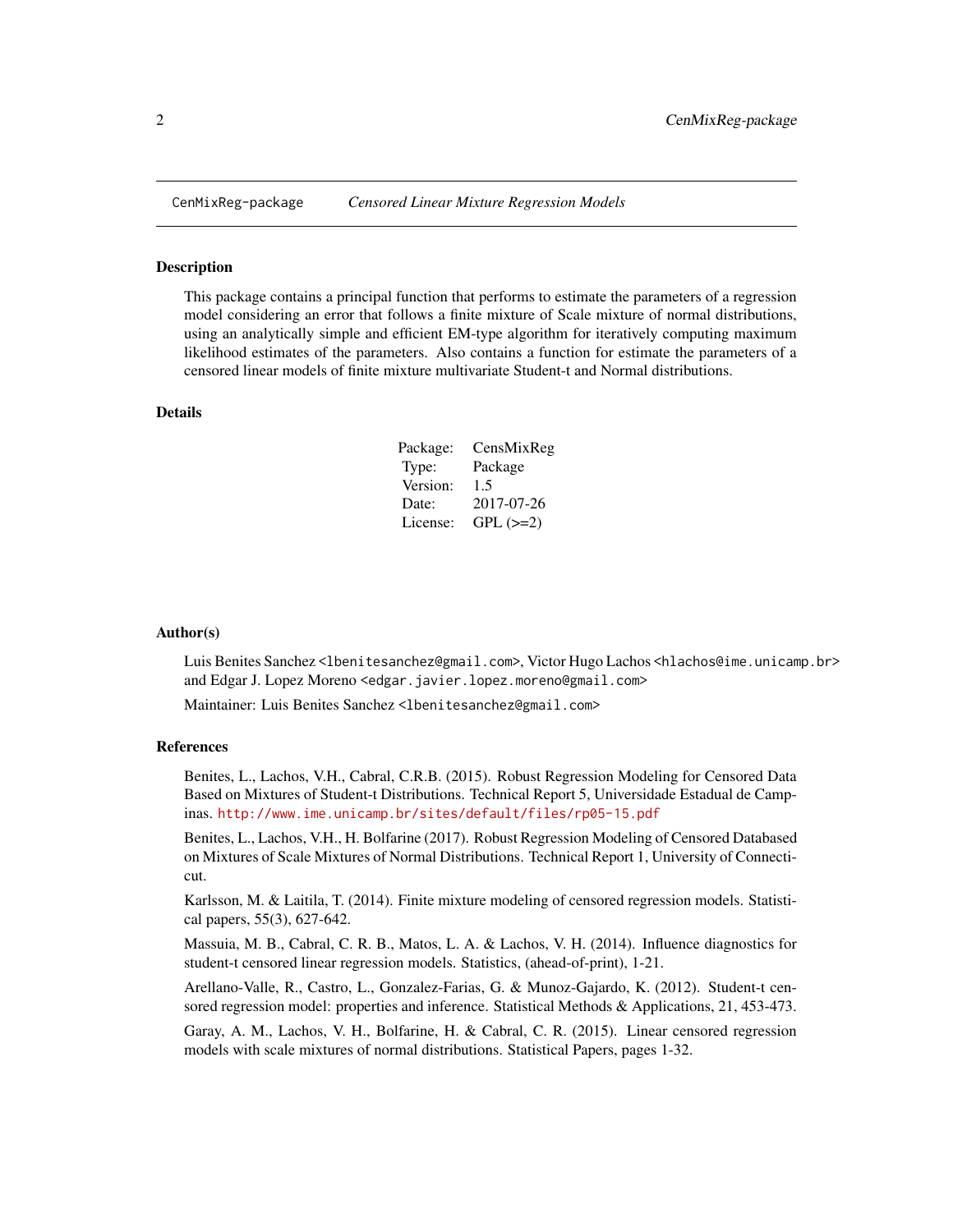CenMixReg-package    *Censored Linear Mixture Regression Models*

## Description

This package contains a principal function that performs to estimate the parameters of a regression model considering an error that follows a finite mixture of Scale mixture of normal distributions, using an analytically simple and efficient EM-type algorithm for iteratively computing maximum likelihood estimates of the parameters. Also contains a function for estimate the parameters of a censored linear models of finite mixture multivariate Student-t and Normal distributions.

## Details

| | |
|---|---|
| Package: | CensMixReg |
| Type: | Package |
| Version: | 1.5 |
| Date: | 2017-07-26 |
| License: | GPL (>=2) |

## Author(s)

Luis Benites Sanchez <lbenitesanchez@gmail.com>, Victor Hugo Lachos <hlachos@ime.unicamp.br> and Edgar J. Lopez Moreno <edgar.javier.lopez.moreno@gmail.com>

Maintainer: Luis Benites Sanchez <lbenitesanchez@gmail.com>

## References

Benites, L., Lachos, V.H., Cabral, C.R.B. (2015). Robust Regression Modeling for Censored Data Based on Mixtures of Student-t Distributions. Technical Report 5, Universidade Estadual de Campinas. http://www.ime.unicamp.br/sites/default/files/rp05-15.pdf

Benites, L., Lachos, V.H., H. Bolfarine (2017). Robust Regression Modeling of Censored Databased on Mixtures of Scale Mixtures of Normal Distributions. Technical Report 1, University of Connecticut.

Karlsson, M. & Laitila, T. (2014). Finite mixture modeling of censored regression models. Statistical papers, 55(3), 627-642.

Massuia, M. B., Cabral, C. R. B., Matos, L. A. & Lachos, V. H. (2014). Influence diagnostics for student-t censored linear regression models. Statistics, (ahead-of-print), 1-21.

Arellano-Valle, R., Castro, L., Gonzalez-Farias, G. & Munoz-Gajardo, K. (2012). Student-t censored regression model: properties and inference. Statistical Methods & Applications, 21, 453-473.

Garay, A. M., Lachos, V. H., Bolfarine, H. & Cabral, C. R. (2015). Linear censored regression models with scale mixtures of normal distributions. Statistical Papers, pages 1-32.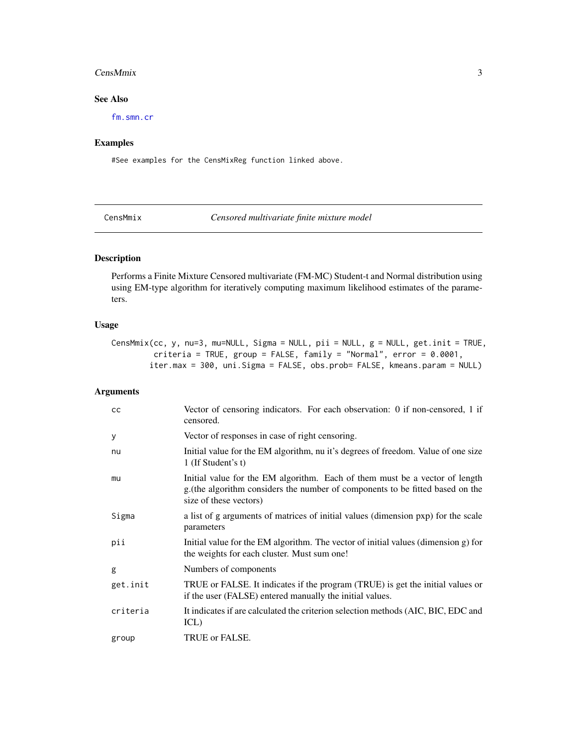## See Also

fm.smn.cr

## Examples

```
#See examples for the CensMixReg function linked above.
```

---

# CensMmix *Censored multivariate finite mixture model*

## Description

Performs a Finite Mixture Censored multivariate (FM-MC) Student-t and Normal distribution using using EM-type algorithm for iteratively computing maximum likelihood estimates of the parameters.

## Usage

```
CensMmix(cc, y, nu=3, mu=NULL, Sigma = NULL, pii = NULL, g = NULL, get.init = TRUE,
         criteria = TRUE, group = FALSE, family = "Normal", error = 0.0001,
        iter.max = 300, uni.Sigma = FALSE, obs.prob= FALSE, kmeans.param = NULL)
```

## Arguments

| | |
|---|---|
| cc | Vector of censoring indicators. For each observation: 0 if non-censored, 1 if censored. |
| y | Vector of responses in case of right censoring. |
| nu | Initial value for the EM algorithm, nu it's degrees of freedom. Value of one size 1 (If Student's t) |
| mu | Initial value for the EM algorithm. Each of them must be a vector of length g.(the algorithm considers the number of components to be fitted based on the size of these vectors) |
| Sigma | a list of g arguments of matrices of initial values (dimension pxp) for the scale parameters |
| pii | Initial value for the EM algorithm. The vector of initial values (dimension g) for the weights for each cluster. Must sum one! |
| g | Numbers of components |
| get.init | TRUE or FALSE. It indicates if the program (TRUE) is get the initial values or if the user (FALSE) entered manually the initial values. |
| criteria | It indicates if are calculated the criterion selection methods (AIC, BIC, EDC and ICL) |
| group | TRUE or FALSE. |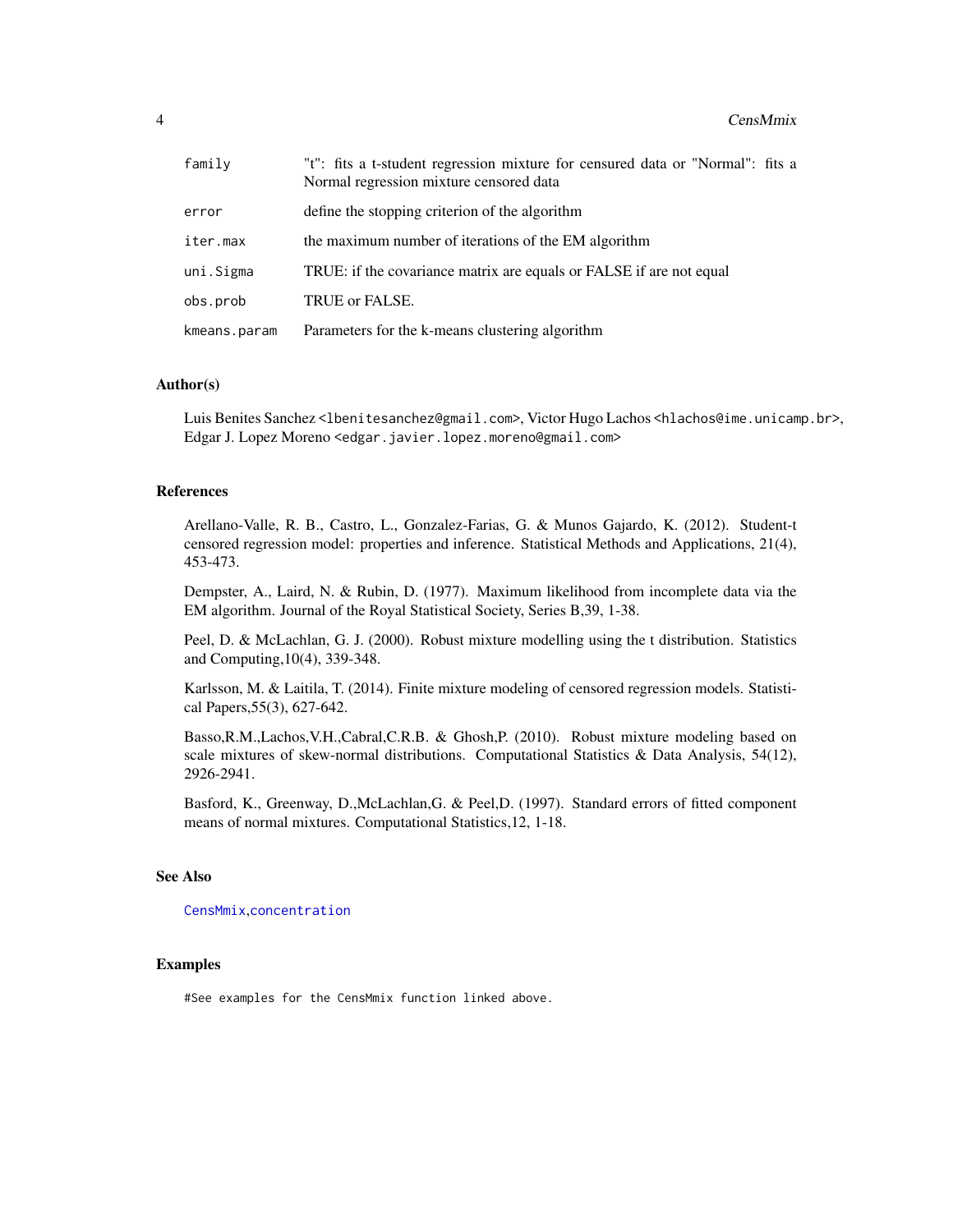| | |
|---|---|
| family | "t": fits a t-student regression mixture for censured data or "Normal": fits a Normal regression mixture censored data |
| error | define the stopping criterion of the algorithm |
| iter.max | the maximum number of iterations of the EM algorithm |
| uni.Sigma | TRUE: if the covariance matrix are equals or FALSE if are not equal |
| obs.prob | TRUE or FALSE. |
| kmeans.param | Parameters for the k-means clustering algorithm |

## Author(s)

Luis Benites Sanchez <lbenitesanchez@gmail.com>, Victor Hugo Lachos <hlachos@ime.unicamp.br>, Edgar J. Lopez Moreno <edgar.javier.lopez.moreno@gmail.com>

## References

Arellano-Valle, R. B., Castro, L., Gonzalez-Farias, G. & Munos Gajardo, K. (2012). Student-t censored regression model: properties and inference. Statistical Methods and Applications, 21(4), 453-473.

Dempster, A., Laird, N. & Rubin, D. (1977). Maximum likelihood from incomplete data via the EM algorithm. Journal of the Royal Statistical Society, Series B,39, 1-38.

Peel, D. & McLachlan, G. J. (2000). Robust mixture modelling using the t distribution. Statistics and Computing,10(4), 339-348.

Karlsson, M. & Laitila, T. (2014). Finite mixture modeling of censored regression models. Statistical Papers,55(3), 627-642.

Basso,R.M.,Lachos,V.H.,Cabral,C.R.B. & Ghosh,P. (2010). Robust mixture modeling based on scale mixtures of skew-normal distributions. Computational Statistics & Data Analysis, 54(12), 2926-2941.

Basford, K., Greenway, D.,McLachlan,G. & Peel,D. (1997). Standard errors of fitted component means of normal mixtures. Computational Statistics,12, 1-18.

## See Also

CensMmix,concentration

## Examples

```
#See examples for the CensMmix function linked above.
```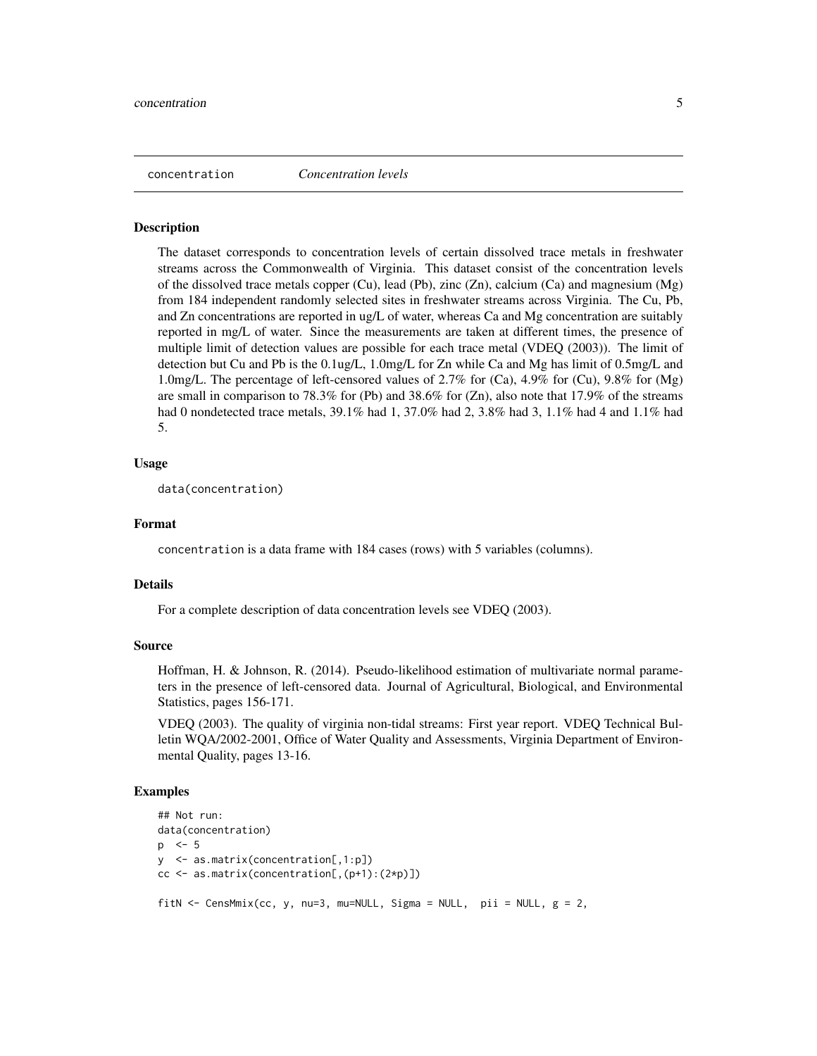concentration *Concentration levels*

### Description

The dataset corresponds to concentration levels of certain dissolved trace metals in freshwater streams across the Commonwealth of Virginia. This dataset consist of the concentration levels of the dissolved trace metals copper (Cu), lead (Pb), zinc (Zn), calcium (Ca) and magnesium (Mg) from 184 independent randomly selected sites in freshwater streams across Virginia. The Cu, Pb, and Zn concentrations are reported in ug/L of water, whereas Ca and Mg concentration are suitably reported in mg/L of water. Since the measurements are taken at different times, the presence of multiple limit of detection values are possible for each trace metal (VDEQ (2003)). The limit of detection but Cu and Pb is the 0.1ug/L, 1.0mg/L for Zn while Ca and Mg has limit of 0.5mg/L and 1.0mg/L. The percentage of left-censored values of 2.7% for (Ca), 4.9% for (Cu), 9.8% for (Mg) are small in comparison to 78.3% for (Pb) and 38.6% for (Zn), also note that 17.9% of the streams had 0 nondetected trace metals, 39.1% had 1, 37.0% had 2, 3.8% had 3, 1.1% had 4 and 1.1% had 5.

### Usage

```
data(concentration)
```

### Format

concentration is a data frame with 184 cases (rows) with 5 variables (columns).

### Details

For a complete description of data concentration levels see VDEQ (2003).

### Source

Hoffman, H. & Johnson, R. (2014). Pseudo-likelihood estimation of multivariate normal parameters in the presence of left-censored data. Journal of Agricultural, Biological, and Environmental Statistics, pages 156-171.

VDEQ (2003). The quality of virginia non-tidal streams: First year report. VDEQ Technical Bulletin WQA/2002-2001, Office of Water Quality and Assessments, Virginia Department of Environmental Quality, pages 13-16.

### Examples

```
## Not run:
data(concentration)
p  <- 5
y  <- as.matrix(concentration[,1:p])
cc <- as.matrix(concentration[,(p+1):(2*p)])

fitN <- CensMmix(cc, y, nu=3, mu=NULL, Sigma = NULL,  pii = NULL, g = 2,
```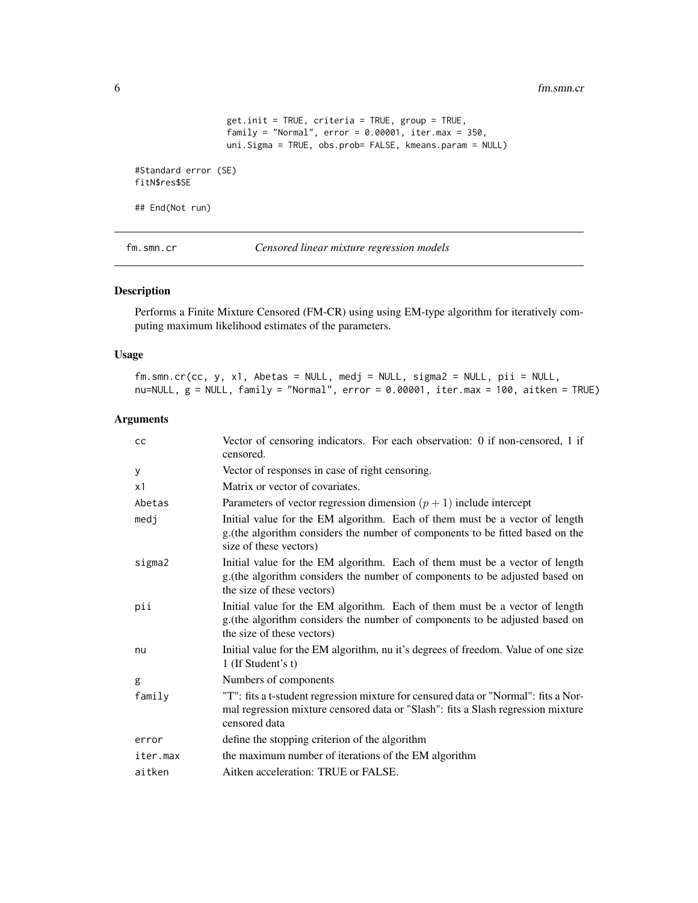```
                  get.init = TRUE, criteria = TRUE, group = TRUE,
                  family = "Normal", error = 0.00001, iter.max = 350,
                  uni.Sigma = TRUE, obs.prob= FALSE, kmeans.param = NULL)

#Standard error (SE)
fitN$res$SE

## End(Not run)
```

---

fm.smn.cr — *Censored linear mixture regression models*

---

## Description

Performs a Finite Mixture Censored (FM-CR) using using EM-type algorithm for iteratively computing maximum likelihood estimates of the parameters.

## Usage

```
fm.smn.cr(cc, y, x1, Abetas = NULL, medj = NULL, sigma2 = NULL, pii = NULL,
nu=NULL, g = NULL, family = "Normal", error = 0.00001, iter.max = 100, aitken = TRUE)
```

## Arguments

| | |
|---|---|
| cc | Vector of censoring indicators. For each observation: 0 if non-censored, 1 if censored. |
| y | Vector of responses in case of right censoring. |
| x1 | Matrix or vector of covariates. |
| Abetas | Parameters of vector regression dimension $(p + 1)$ include intercept |
| medj | Initial value for the EM algorithm. Each of them must be a vector of length g.(the algorithm considers the number of components to be fitted based on the size of these vectors) |
| sigma2 | Initial value for the EM algorithm. Each of them must be a vector of length g.(the algorithm considers the number of components to be adjusted based on the size of these vectors) |
| pii | Initial value for the EM algorithm. Each of them must be a vector of length g.(the algorithm considers the number of components to be adjusted based on the size of these vectors) |
| nu | Initial value for the EM algorithm, nu it's degrees of freedom. Value of one size 1 (If Student's t) |
| g | Numbers of components |
| family | "T": fits a t-student regression mixture for censured data or "Normal": fits a Normal regression mixture censored data or "Slash": fits a Slash regression mixture censored data |
| error | define the stopping criterion of the algorithm |
| iter.max | the maximum number of iterations of the EM algorithm |
| aitken | Aitken acceleration: TRUE or FALSE. |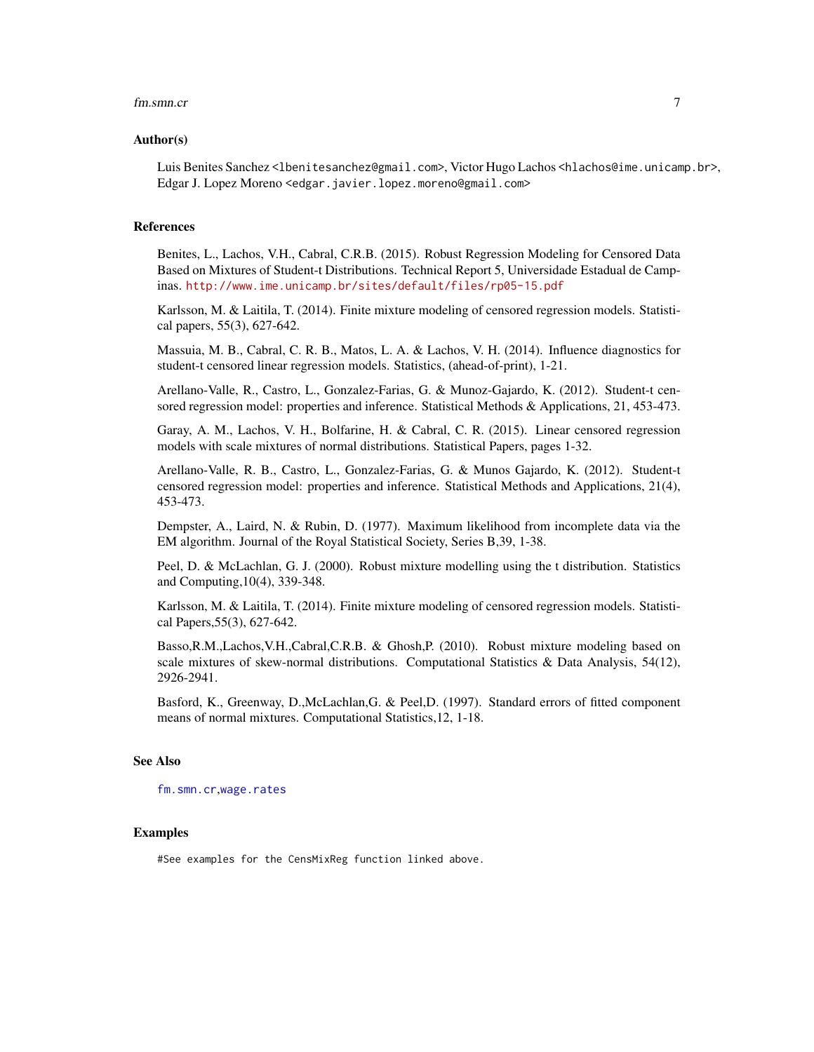## Author(s)

Luis Benites Sanchez <lbenitesanchez@gmail.com>, Victor Hugo Lachos <hlachos@ime.unicamp.br>, Edgar J. Lopez Moreno <edgar.javier.lopez.moreno@gmail.com>

## References

Benites, L., Lachos, V.H., Cabral, C.R.B. (2015). Robust Regression Modeling for Censored Data Based on Mixtures of Student-t Distributions. Technical Report 5, Universidade Estadual de Campinas. http://www.ime.unicamp.br/sites/default/files/rp05-15.pdf

Karlsson, M. & Laitila, T. (2014). Finite mixture modeling of censored regression models. Statistical papers, 55(3), 627-642.

Massuia, M. B., Cabral, C. R. B., Matos, L. A. & Lachos, V. H. (2014). Influence diagnostics for student-t censored linear regression models. Statistics, (ahead-of-print), 1-21.

Arellano-Valle, R., Castro, L., Gonzalez-Farias, G. & Munoz-Gajardo, K. (2012). Student-t censored regression model: properties and inference. Statistical Methods & Applications, 21, 453-473.

Garay, A. M., Lachos, V. H., Bolfarine, H. & Cabral, C. R. (2015). Linear censored regression models with scale mixtures of normal distributions. Statistical Papers, pages 1-32.

Arellano-Valle, R. B., Castro, L., Gonzalez-Farias, G. & Munos Gajardo, K. (2012). Student-t censored regression model: properties and inference. Statistical Methods and Applications, 21(4), 453-473.

Dempster, A., Laird, N. & Rubin, D. (1977). Maximum likelihood from incomplete data via the EM algorithm. Journal of the Royal Statistical Society, Series B,39, 1-38.

Peel, D. & McLachlan, G. J. (2000). Robust mixture modelling using the t distribution. Statistics and Computing,10(4), 339-348.

Karlsson, M. & Laitila, T. (2014). Finite mixture modeling of censored regression models. Statistical Papers,55(3), 627-642.

Basso,R.M.,Lachos,V.H.,Cabral,C.R.B. & Ghosh,P. (2010). Robust mixture modeling based on scale mixtures of skew-normal distributions. Computational Statistics & Data Analysis, 54(12), 2926-2941.

Basford, K., Greenway, D.,McLachlan,G. & Peel,D. (1997). Standard errors of fitted component means of normal mixtures. Computational Statistics,12, 1-18.

## See Also

fm.smn.cr,wage.rates

## Examples

```
#See examples for the CensMixReg function linked above.
```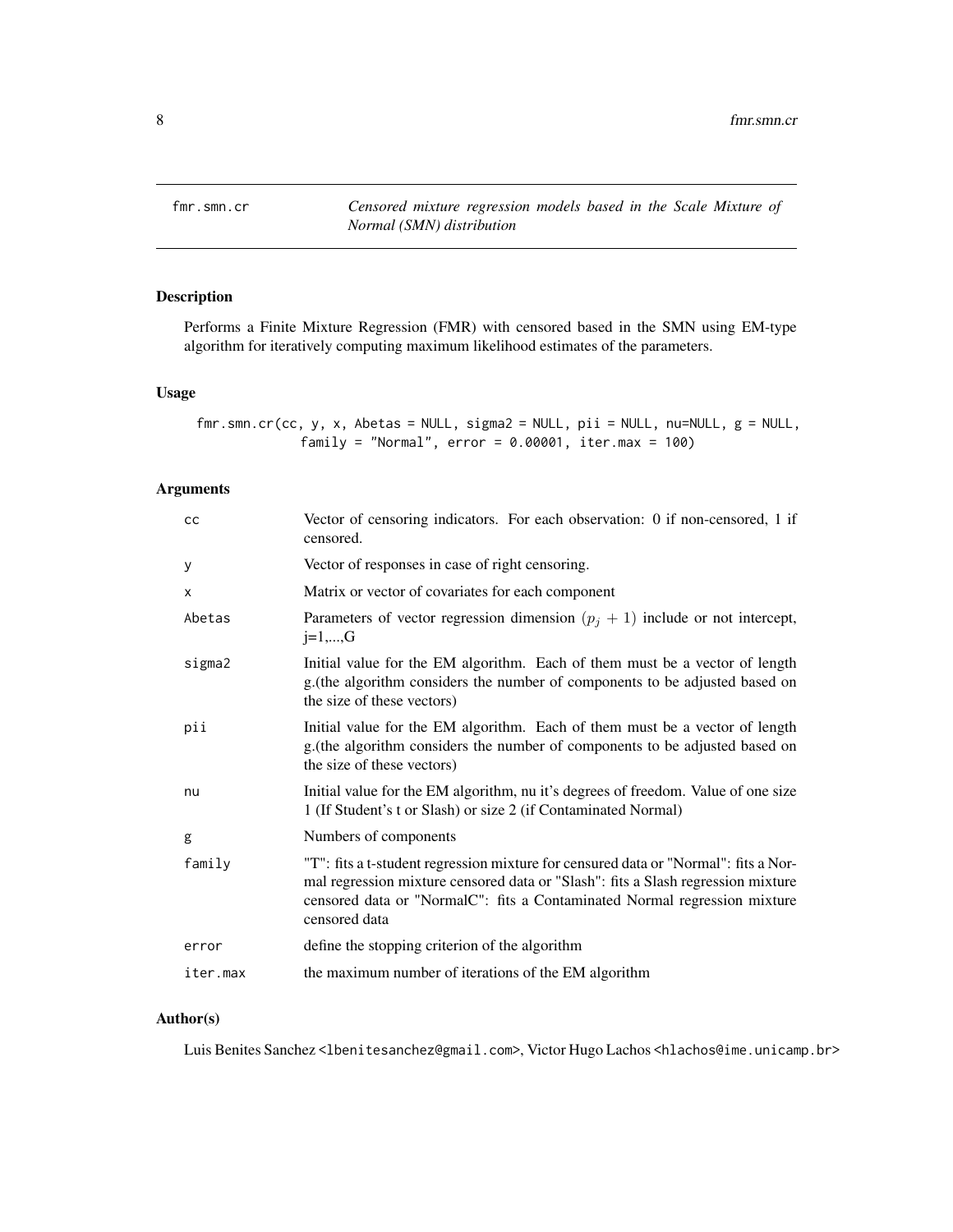# fmr.smn.cr

*Censored mixture regression models based in the Scale Mixture of Normal (SMN) distribution*

## Description

Performs a Finite Mixture Regression (FMR) with censored based in the SMN using EM-type algorithm for iteratively computing maximum likelihood estimates of the parameters.

## Usage

```
fmr.smn.cr(cc, y, x, Abetas = NULL, sigma2 = NULL, pii = NULL, nu=NULL, g = NULL,
           family = "Normal", error = 0.00001, iter.max = 100)
```

## Arguments

| | |
|---|---|
| cc | Vector of censoring indicators. For each observation: 0 if non-censored, 1 if censored. |
| y | Vector of responses in case of right censoring. |
| x | Matrix or vector of covariates for each component |
| Abetas | Parameters of vector regression dimension $(p_j + 1)$ include or not intercept, j=1,...,G |
| sigma2 | Initial value for the EM algorithm. Each of them must be a vector of length g.(the algorithm considers the number of components to be adjusted based on the size of these vectors) |
| pii | Initial value for the EM algorithm. Each of them must be a vector of length g.(the algorithm considers the number of components to be adjusted based on the size of these vectors) |
| nu | Initial value for the EM algorithm, nu it's degrees of freedom. Value of one size 1 (If Student's t or Slash) or size 2 (if Contaminated Normal) |
| g | Numbers of components |
| family | "T": fits a t-student regression mixture for censured data or "Normal": fits a Normal regression mixture censored data or "Slash": fits a Slash regression mixture censored data or "NormalC": fits a Contaminated Normal regression mixture censored data |
| error | define the stopping criterion of the algorithm |
| iter.max | the maximum number of iterations of the EM algorithm |

## Author(s)

Luis Benites Sanchez <lbenitesanchez@gmail.com>, Victor Hugo Lachos <hlachos@ime.unicamp.br>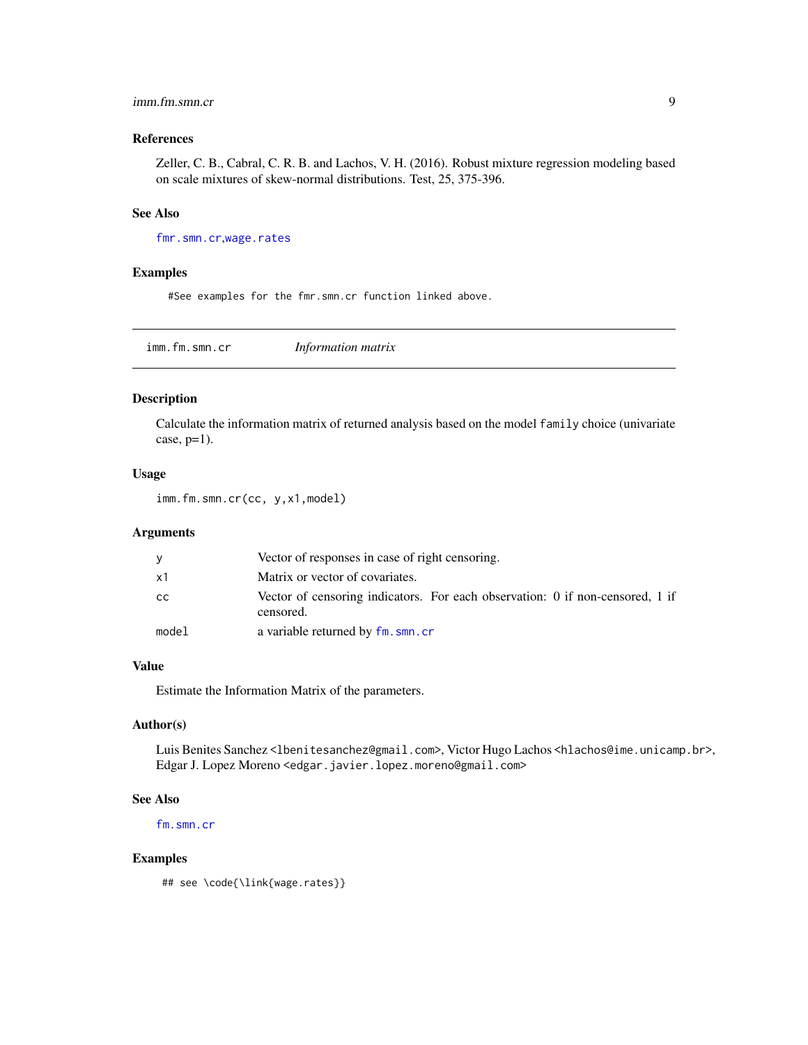### References

Zeller, C. B., Cabral, C. R. B. and Lachos, V. H. (2016). Robust mixture regression modeling based on scale mixtures of skew-normal distributions. Test, 25, 375-396.

### See Also

`fmr.smn.cr`,`wage.rates`

### Examples

```
#See examples for the fmr.smn.cr function linked above.
```

---

## imm.fm.smn.cr &nbsp;&nbsp;&nbsp;&nbsp; *Information matrix*

---

### Description

Calculate the information matrix of returned analysis based on the model `family` choice (univariate case, p=1).

### Usage

```
imm.fm.smn.cr(cc, y,x1,model)
```

### Arguments

| | |
|---|---|
| `y` | Vector of responses in case of right censoring. |
| `x1` | Matrix or vector of covariates. |
| `cc` | Vector of censoring indicators. For each observation: 0 if non-censored, 1 if censored. |
| `model` | a variable returned by `fm.smn.cr` |

### Value

Estimate the Information Matrix of the parameters.

### Author(s)

Luis Benites Sanchez <lbenitesanchez@gmail.com>, Victor Hugo Lachos <hlachos@ime.unicamp.br>, Edgar J. Lopez Moreno <edgar.javier.lopez.moreno@gmail.com>

### See Also

`fm.smn.cr`

### Examples

```
## see \code{\link{wage.rates}}
```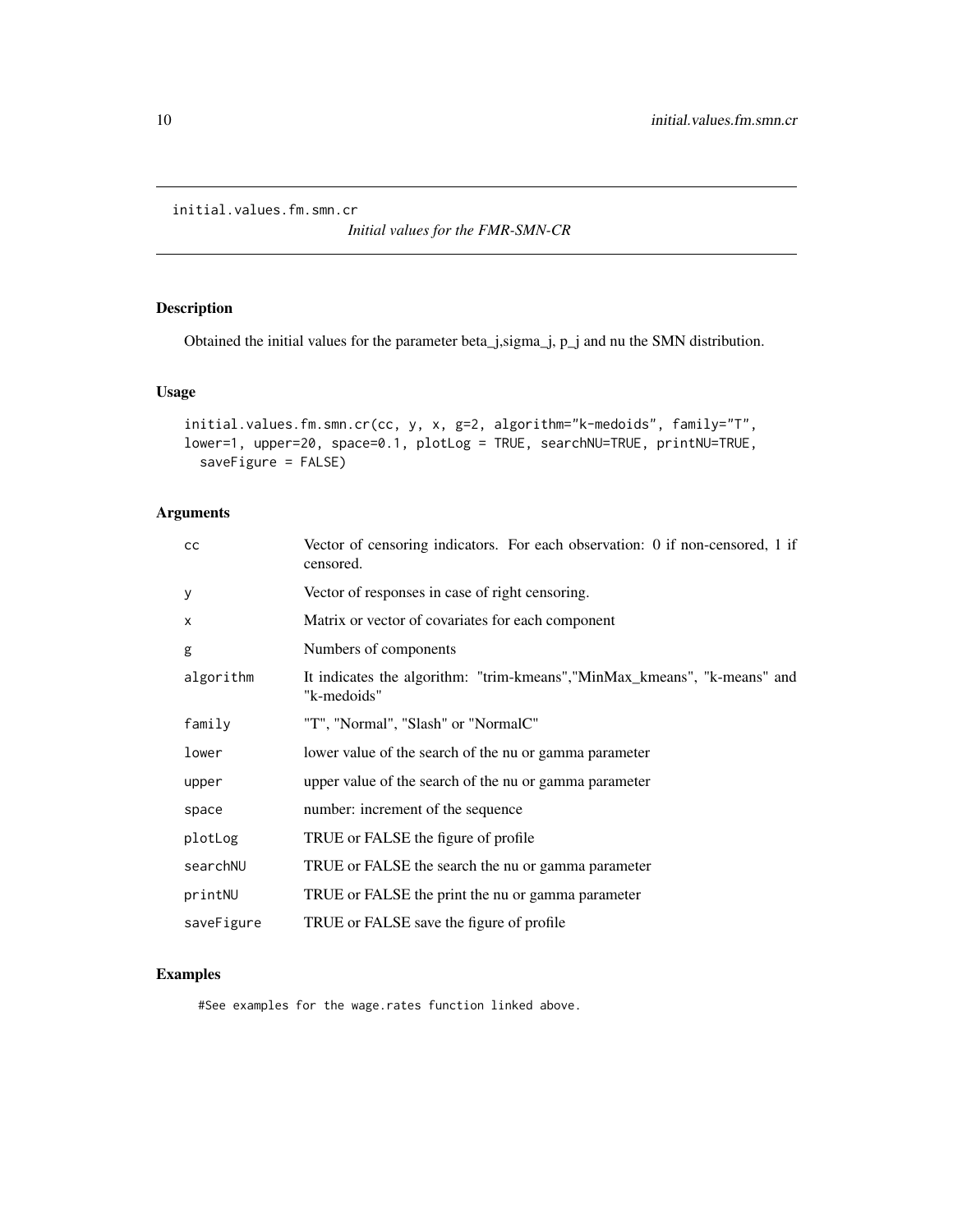initial.values.fm.smn.cr

*Initial values for the FMR-SMN-CR*

## Description

Obtained the initial values for the parameter beta_j,sigma_j, p_j and nu the SMN distribution.

## Usage

```
initial.values.fm.smn.cr(cc, y, x, g=2, algorithm="k-medoids", family="T",
lower=1, upper=20, space=0.1, plotLog = TRUE, searchNU=TRUE, printNU=TRUE,
  saveFigure = FALSE)
```

## Arguments

| | |
|---|---|
| `cc` | Vector of censoring indicators. For each observation: 0 if non-censored, 1 if censored. |
| `y` | Vector of responses in case of right censoring. |
| `x` | Matrix or vector of covariates for each component |
| `g` | Numbers of components |
| `algorithm` | It indicates the algorithm: "trim-kmeans","MinMax_kmeans", "k-means" and "k-medoids" |
| `family` | "T", "Normal", "Slash" or "NormalC" |
| `lower` | lower value of the search of the nu or gamma parameter |
| `upper` | upper value of the search of the nu or gamma parameter |
| `space` | number: increment of the sequence |
| `plotLog` | TRUE or FALSE the figure of profile |
| `searchNU` | TRUE or FALSE the search the nu or gamma parameter |
| `printNU` | TRUE or FALSE the print the nu or gamma parameter |
| `saveFigure` | TRUE or FALSE save the figure of profile |

## Examples

```
#See examples for the wage.rates function linked above.
```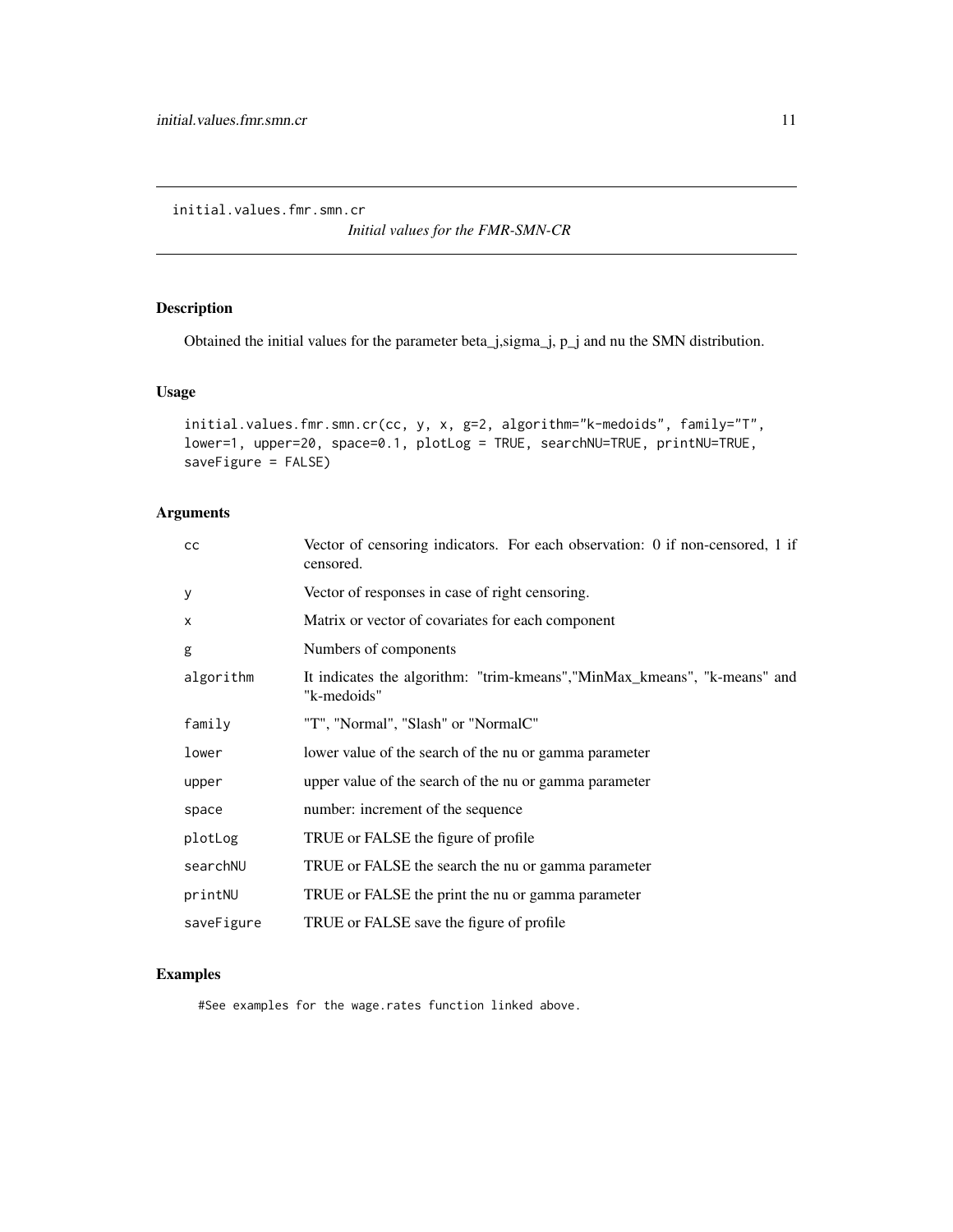initial.values.fmr.smn.cr

*Initial values for the FMR-SMN-CR*

## Description

Obtained the initial values for the parameter beta_j,sigma_j, p_j and nu the SMN distribution.

## Usage

```
initial.values.fmr.smn.cr(cc, y, x, g=2, algorithm="k-medoids", family="T",
lower=1, upper=20, space=0.1, plotLog = TRUE, searchNU=TRUE, printNU=TRUE,
saveFigure = FALSE)
```

## Arguments

| | |
|---|---|
| cc | Vector of censoring indicators. For each observation: 0 if non-censored, 1 if censored. |
| y | Vector of responses in case of right censoring. |
| x | Matrix or vector of covariates for each component |
| g | Numbers of components |
| algorithm | It indicates the algorithm: "trim-kmeans","MinMax_kmeans", "k-means" and "k-medoids" |
| family | "T", "Normal", "Slash" or "NormalC" |
| lower | lower value of the search of the nu or gamma parameter |
| upper | upper value of the search of the nu or gamma parameter |
| space | number: increment of the sequence |
| plotLog | TRUE or FALSE the figure of profile |
| searchNU | TRUE or FALSE the search the nu or gamma parameter |
| printNU | TRUE or FALSE the print the nu or gamma parameter |
| saveFigure | TRUE or FALSE save the figure of profile |

## Examples

```
#See examples for the wage.rates function linked above.
```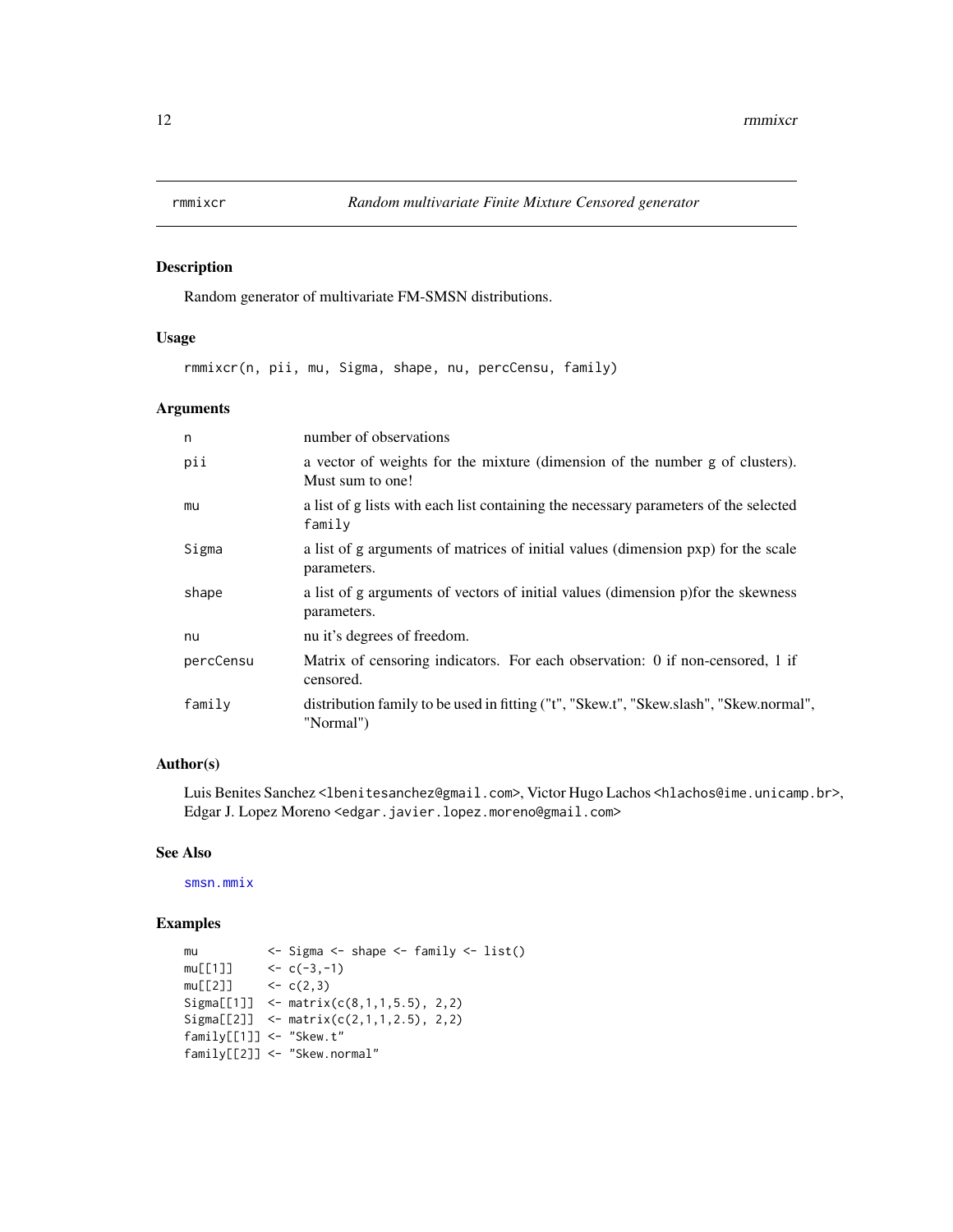rmmixcr *Random multivariate Finite Mixture Censored generator*

## Description

Random generator of multivariate FM-SMSN distributions.

## Usage

```
rmmixcr(n, pii, mu, Sigma, shape, nu, percCensu, family)
```

## Arguments

| | |
|---|---|
| n | number of observations |
| pii | a vector of weights for the mixture (dimension of the number g of clusters). Must sum to one! |
| mu | a list of g lists with each list containing the necessary parameters of the selected `family` |
| Sigma | a list of g arguments of matrices of initial values (dimension pxp) for the scale parameters. |
| shape | a list of g arguments of vectors of initial values (dimension p)for the skewness parameters. |
| nu | nu it's degrees of freedom. |
| percCensu | Matrix of censoring indicators. For each observation: 0 if non-censored, 1 if censored. |
| family | distribution family to be used in fitting ("t", "Skew.t", "Skew.slash", "Skew.normal", "Normal") |

## Author(s)

Luis Benites Sanchez <lbenitesanchez@gmail.com>, Victor Hugo Lachos <hlachos@ime.unicamp.br>, Edgar J. Lopez Moreno <edgar.javier.lopez.moreno@gmail.com>

## See Also

smsn.mmix

## Examples

```
mu          <- Sigma <- shape <- family <- list()
mu[[1]]     <- c(-3,-1)
mu[[2]]     <- c(2,3)
Sigma[[1]]  <- matrix(c(8,1,1,5.5), 2,2)
Sigma[[2]]  <- matrix(c(2,1,1,2.5), 2,2)
family[[1]] <- "Skew.t"
family[[2]] <- "Skew.normal"
```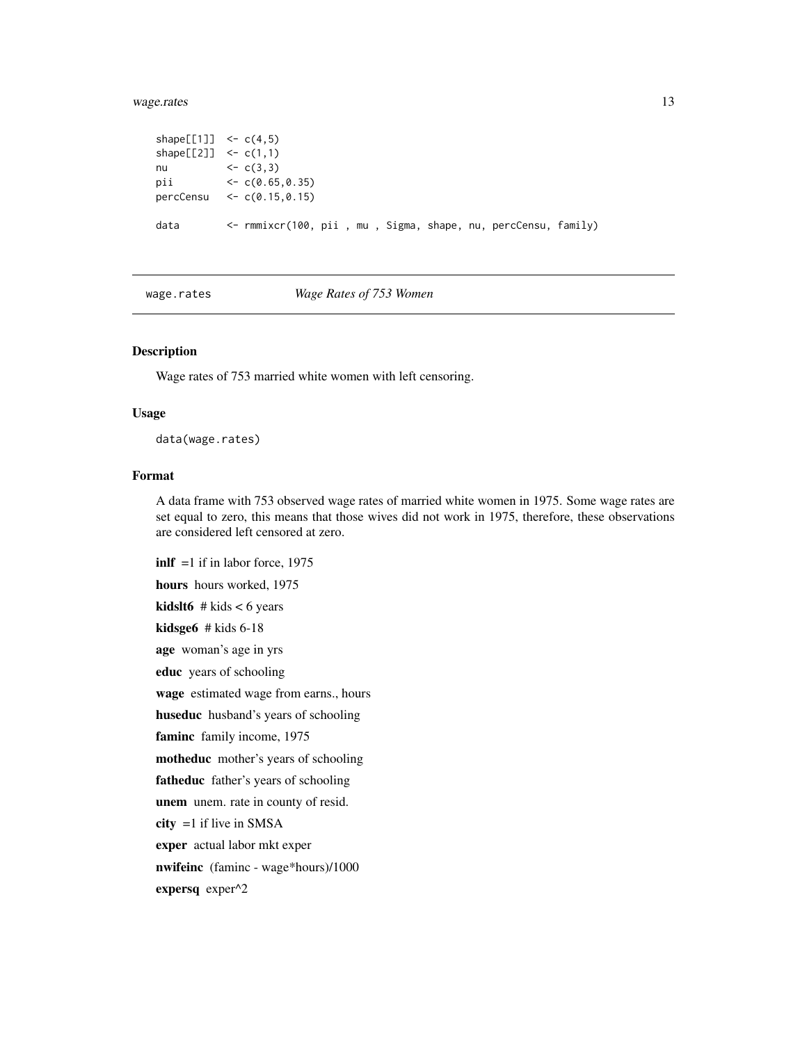```
shape[[1]]  <- c(4,5)
shape[[2]]  <- c(1,1)
nu          <- c(3,3)
pii         <- c(0.65,0.35)
percCensu   <- c(0.15,0.15)

data        <- rmmixcr(100, pii , mu , Sigma, shape, nu, percCensu, family)
```

---

## wage.rates — *Wage Rates of 753 Women*

---

### Description

Wage rates of 753 married white women with left censoring.

### Usage

```
data(wage.rates)
```

### Format

A data frame with 753 observed wage rates of married white women in 1975. Some wage rates are set equal to zero, this means that those wives did not work in 1975, therefore, these observations are considered left censored at zero.

**inlf** =1 if in labor force, 1975

**hours** hours worked, 1975

**kidslt6** # kids < 6 years

**kidsge6** # kids 6-18

**age** woman's age in yrs

**educ** years of schooling

**wage** estimated wage from earns., hours

**huseduc** husband's years of schooling

**faminc** family income, 1975

**motheduc** mother's years of schooling

**fatheduc** father's years of schooling

**unem** unem. rate in county of resid.

**city** =1 if live in SMSA

**exper** actual labor mkt exper

**nwifeinc** (faminc - wage*hours)/1000

**expersq** exper^2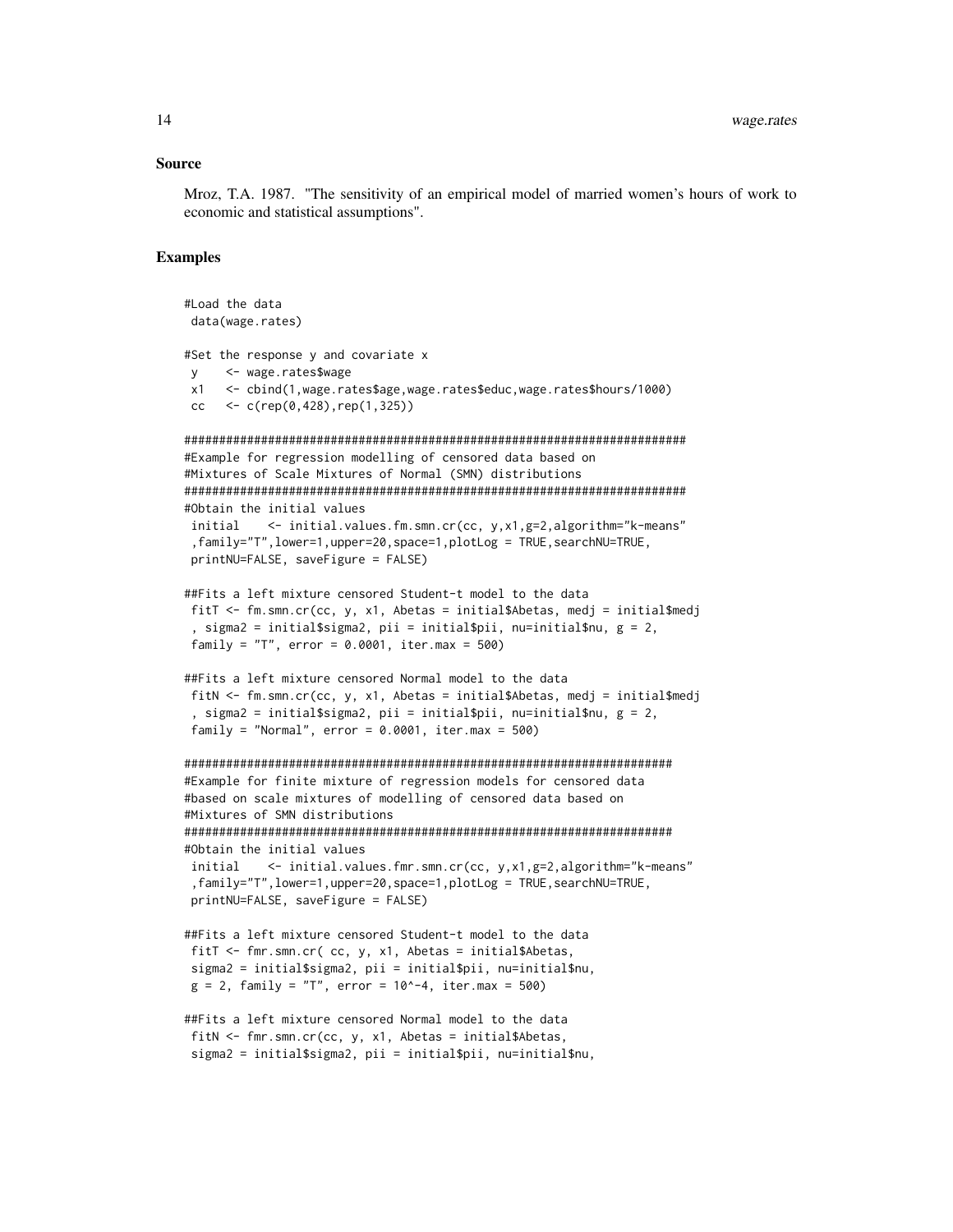## Source

Mroz, T.A. 1987. "The sensitivity of an empirical model of married women's hours of work to economic and statistical assumptions".

## Examples

```
#Load the data
 data(wage.rates)

#Set the response y and covariate x
 y    <- wage.rates$wage
 x1   <- cbind(1,wage.rates$age,wage.rates$educ,wage.rates$hours/1000)
 cc   <- c(rep(0,428),rep(1,325))

########################################################################
#Example for regression modelling of censored data based on
#Mixtures of Scale Mixtures of Normal (SMN) distributions
########################################################################
#Obtain the initial values
 initial    <- initial.values.fm.smn.cr(cc, y,x1,g=2,algorithm="k-means"
 ,family="T",lower=1,upper=20,space=1,plotLog = TRUE,searchNU=TRUE,
 printNU=FALSE, saveFigure = FALSE)

##Fits a left mixture censored Student-t model to the data
 fitT <- fm.smn.cr(cc, y, x1, Abetas = initial$Abetas, medj = initial$medj
 , sigma2 = initial$sigma2, pii = initial$pii, nu=initial$nu, g = 2,
 family = "T", error = 0.0001, iter.max = 500)

##Fits a left mixture censored Normal model to the data
 fitN <- fm.smn.cr(cc, y, x1, Abetas = initial$Abetas, medj = initial$medj
 , sigma2 = initial$sigma2, pii = initial$pii, nu=initial$nu, g = 2,
 family = "Normal", error = 0.0001, iter.max = 500)

#######################################################################
#Example for finite mixture of regression models for censored data
#based on scale mixtures of modelling of censored data based on
#Mixtures of SMN distributions
#######################################################################
#Obtain the initial values
 initial    <- initial.values.fmr.smn.cr(cc, y,x1,g=2,algorithm="k-means"
 ,family="T",lower=1,upper=20,space=1,plotLog = TRUE,searchNU=TRUE,
 printNU=FALSE, saveFigure = FALSE)

##Fits a left mixture censored Student-t model to the data
 fitT <- fmr.smn.cr( cc, y, x1, Abetas = initial$Abetas,
 sigma2 = initial$sigma2, pii = initial$pii, nu=initial$nu,
 g = 2, family = "T", error = 10^-4, iter.max = 500)

##Fits a left mixture censored Normal model to the data
 fitN <- fmr.smn.cr(cc, y, x1, Abetas = initial$Abetas,
 sigma2 = initial$sigma2, pii = initial$pii, nu=initial$nu,
```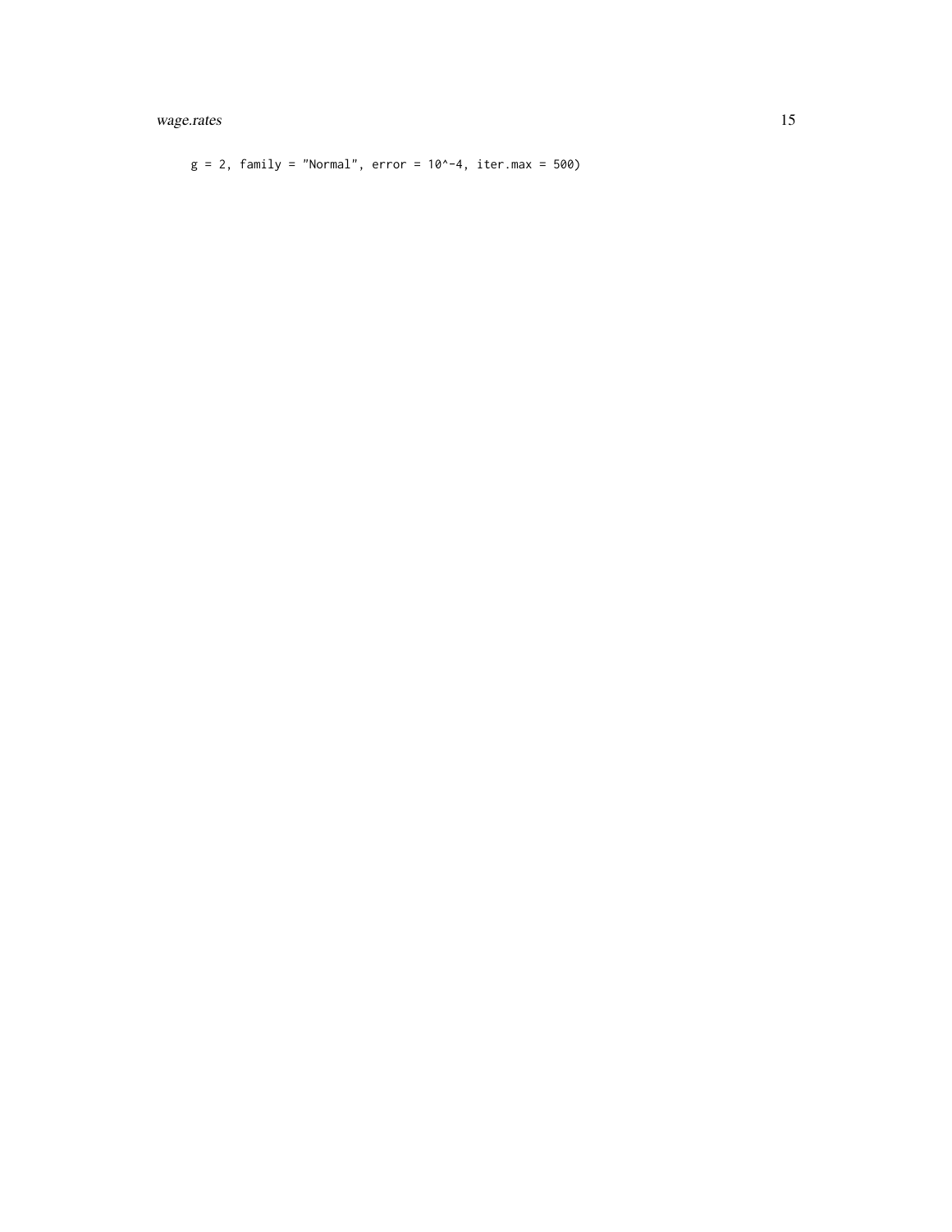```
g = 2, family = "Normal", error = 10^-4, iter.max = 500)
```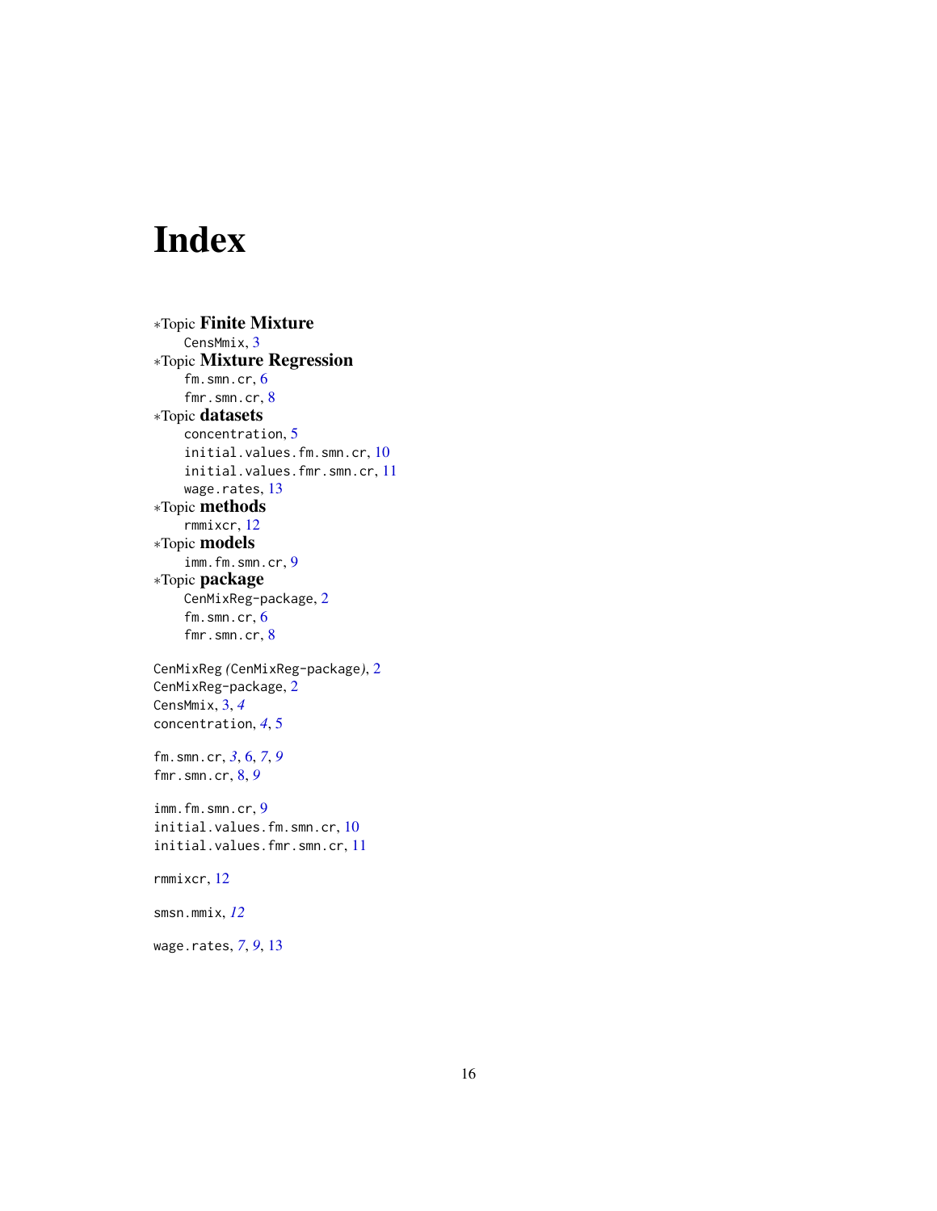# Index

∗Topic **Finite Mixture**
    CensMmix, 3
∗Topic **Mixture Regression**
    fm.smn.cr, 6
    fmr.smn.cr, 8
∗Topic **datasets**
    concentration, 5
    initial.values.fm.smn.cr, 10
    initial.values.fmr.smn.cr, 11
    wage.rates, 13
∗Topic **methods**
    rmmixcr, 12
∗Topic **models**
    imm.fm.smn.cr, 9
∗Topic **package**
    CenMixReg-package, 2
    fm.smn.cr, 6
    fmr.smn.cr, 8

CenMixReg *(*CenMixReg-package*)*, 2
CenMixReg-package, 2
CensMmix, 3, *4*
concentration, *4*, 5

fm.smn.cr, *3*, 6, *7*, *9*
fmr.smn.cr, 8, *9*

imm.fm.smn.cr, 9
initial.values.fm.smn.cr, 10
initial.values.fmr.smn.cr, 11

rmmixcr, 12

smsn.mmix, *12*

wage.rates, *7*, *9*, 13